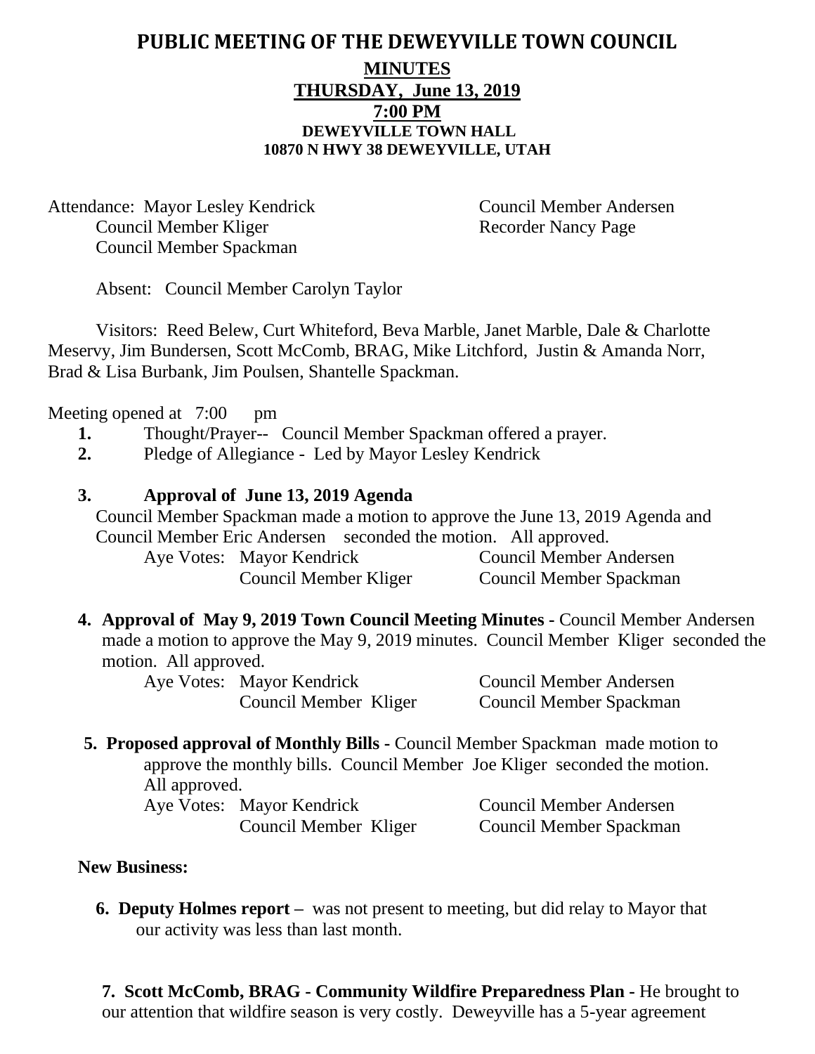# PUBLIC MEETING OF THE DEWEYVILLE TOWN COUNCIL

**MINUTES**
**THURSDAY, June 13, 2019**
**7:00 PM**
**DEWEYVILLE TOWN HALL**
**10870 N HWY 38 DEWEYVILLE, UTAH**

Attendance: Mayor Lesley Kendrick
Council Member Kliger
Council Member Spackman
Council Member Andersen
Recorder Nancy Page

Absent: Council Member Carolyn Taylor

Visitors: Reed Belew, Curt Whiteford, Beva Marble, Janet Marble, Dale & Charlotte Meservy, Jim Bundersen, Scott McComb, BRAG, Mike Litchford, Justin & Amanda Norr, Brad & Lisa Burbank, Jim Poulsen, Shantelle Spackman.

Meeting opened at 7:00 pm

1. Thought/Prayer-- Council Member Spackman offered a prayer.
2. Pledge of Allegiance - Led by Mayor Lesley Kendrick
3. **Approval of June 13, 2019 Agenda**
   Council Member Spackman made a motion to approve the June 13, 2019 Agenda and Council Member Eric Andersen seconded the motion. All approved.
   Aye Votes: Mayor Kendrick, Council Member Andersen, Council Member Kliger, Council Member Spackman
4. **Approval of May 9, 2019 Town Council Meeting Minutes -** Council Member Andersen made a motion to approve the May 9, 2019 minutes. Council Member Kliger seconded the motion. All approved.
   Aye Votes: Mayor Kendrick, Council Member Andersen, Council Member Kliger, Council Member Spackman
5. **Proposed approval of Monthly Bills** - Council Member Spackman made motion to approve the monthly bills. Council Member Joe Kliger seconded the motion. All approved.
   Aye Votes: Mayor Kendrick, Council Member Andersen, Council Member Kliger, Council Member Spackman

**New Business:**

6. **Deputy Holmes report –** was not present to meeting, but did relay to Mayor that our activity was less than last month.

7. **Scott McComb, BRAG - Community Wildfire Preparedness Plan -** He brought to our attention that wildfire season is very costly. Deweyville has a 5-year agreement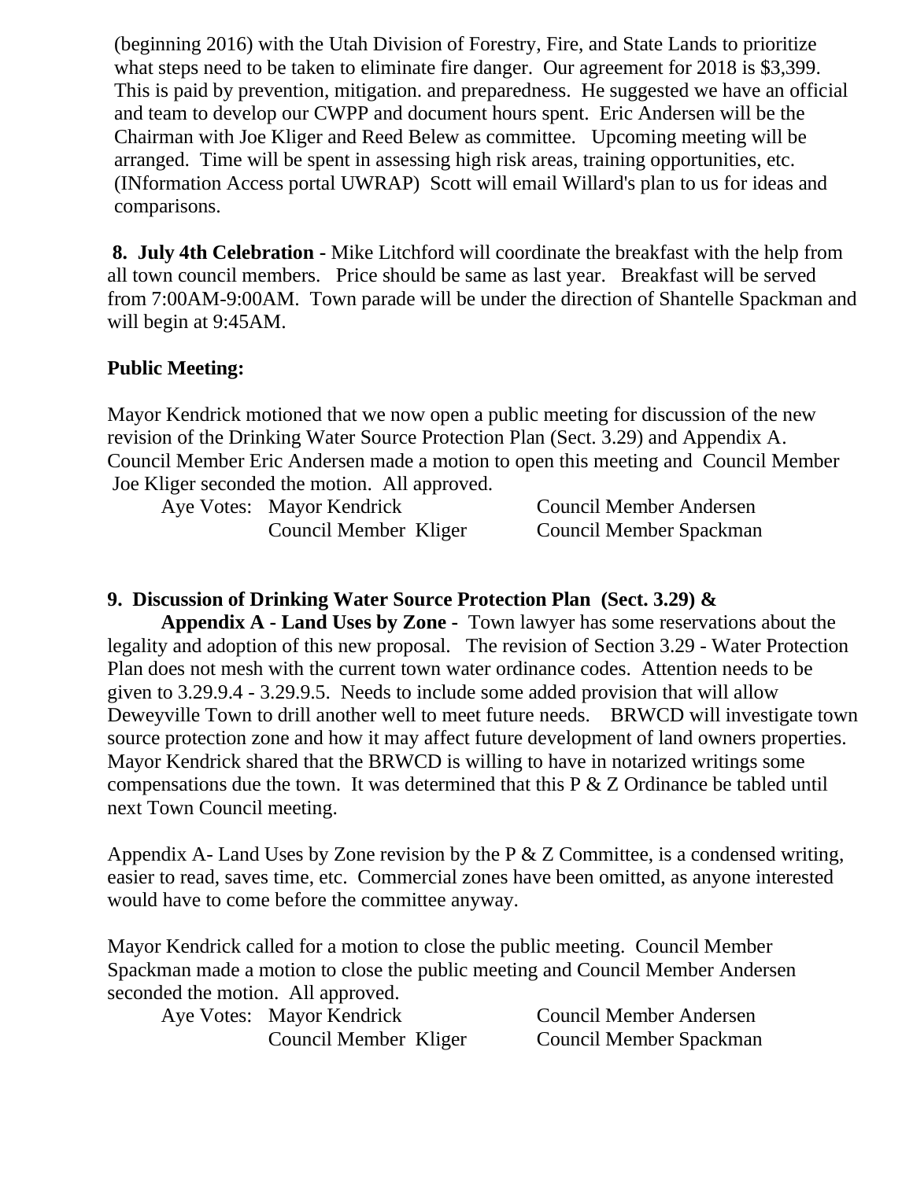(beginning 2016) with the Utah Division of Forestry, Fire, and State Lands to prioritize what steps need to be taken to eliminate fire danger. Our agreement for 2018 is $3,399. This is paid by prevention, mitigation. and preparedness. He suggested we have an official and team to develop our CWPP and document hours spent. Eric Andersen will be the Chairman with Joe Kliger and Reed Belew as committee. Upcoming meeting will be arranged. Time will be spent in assessing high risk areas, training opportunities, etc. (INformation Access portal UWRAP) Scott will email Willard's plan to us for ideas and comparisons.

**8. July 4th Celebration** - Mike Litchford will coordinate the breakfast with the help from all town council members. Price should be same as last year. Breakfast will be served from 7:00AM-9:00AM. Town parade will be under the direction of Shantelle Spackman and will begin at 9:45AM.

**Public Meeting:**

Mayor Kendrick motioned that we now open a public meeting for discussion of the new revision of the Drinking Water Source Protection Plan (Sect. 3.29) and Appendix A. Council Member Eric Andersen made a motion to open this meeting and Council Member Joe Kliger seconded the motion. All approved.

Aye Votes: Mayor Kendrick — Council Member Andersen
Council Member Kliger — Council Member Spackman

**9. Discussion of Drinking Water Source Protection Plan (Sect. 3.29) & Appendix A - Land Uses by Zone** - Town lawyer has some reservations about the legality and adoption of this new proposal. The revision of Section 3.29 - Water Protection Plan does not mesh with the current town water ordinance codes. Attention needs to be given to 3.29.9.4 - 3.29.9.5. Needs to include some added provision that will allow Deweyville Town to drill another well to meet future needs. BRWCD will investigate town source protection zone and how it may affect future development of land owners properties. Mayor Kendrick shared that the BRWCD is willing to have in notarized writings some compensations due the town. It was determined that this P & Z Ordinance be tabled until next Town Council meeting.

Appendix A- Land Uses by Zone revision by the P & Z Committee, is a condensed writing, easier to read, saves time, etc. Commercial zones have been omitted, as anyone interested would have to come before the committee anyway.

Mayor Kendrick called for a motion to close the public meeting. Council Member Spackman made a motion to close the public meeting and Council Member Andersen seconded the motion. All approved.

Aye Votes: Mayor Kendrick — Council Member Andersen
Council Member Kliger — Council Member Spackman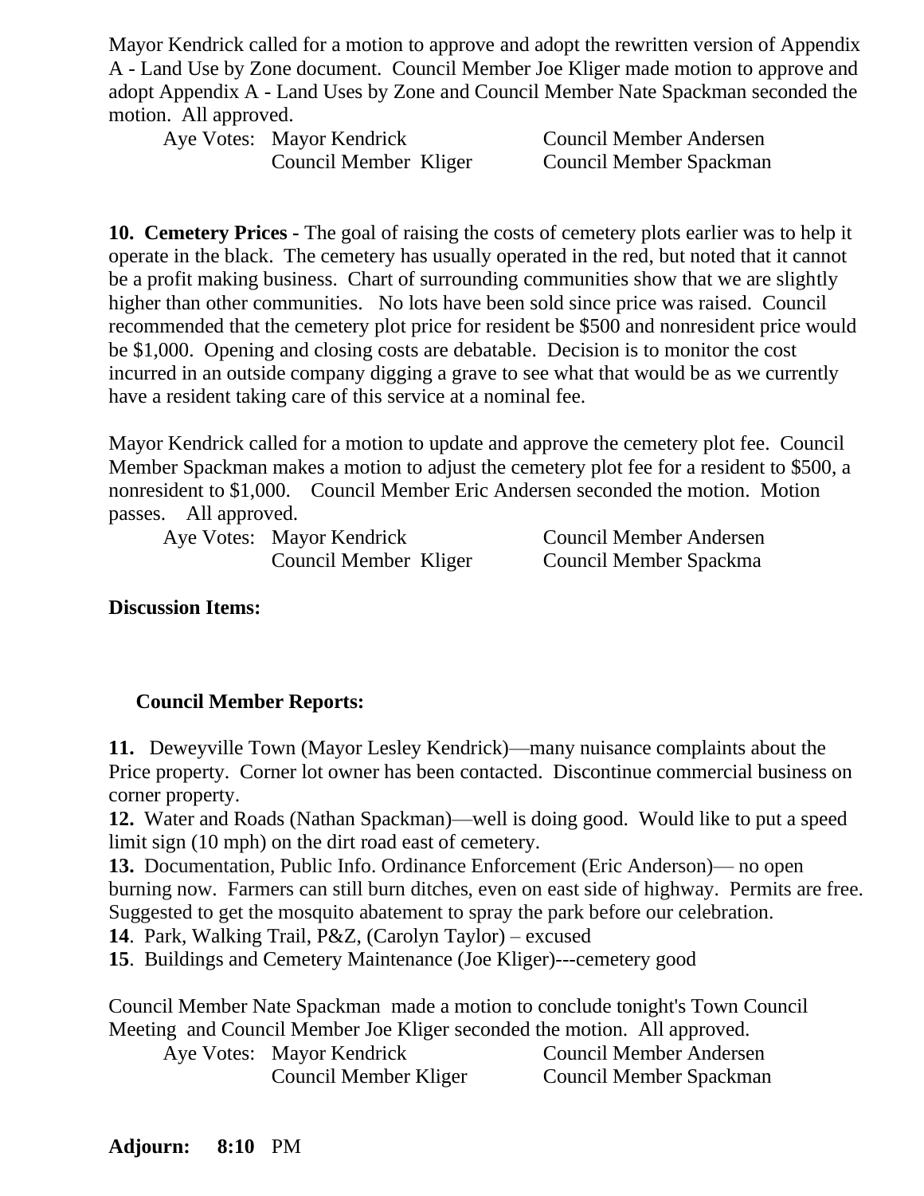Mayor Kendrick called for a motion to approve and adopt the rewritten version of Appendix A - Land Use by Zone document. Council Member Joe Kliger made motion to approve and adopt Appendix A - Land Uses by Zone and Council Member Nate Spackman seconded the motion. All approved.

| | | |
|---|---|---|
| Aye Votes: | Mayor Kendrick | Council Member Andersen |
| | Council Member Kliger | Council Member Spackman |

**10. Cemetery Prices -** The goal of raising the costs of cemetery plots earlier was to help it operate in the black. The cemetery has usually operated in the red, but noted that it cannot be a profit making business. Chart of surrounding communities show that we are slightly higher than other communities. No lots have been sold since price was raised. Council recommended that the cemetery plot price for resident be $500 and nonresident price would be $1,000. Opening and closing costs are debatable. Decision is to monitor the cost incurred in an outside company digging a grave to see what that would be as we currently have a resident taking care of this service at a nominal fee.

Mayor Kendrick called for a motion to update and approve the cemetery plot fee. Council Member Spackman makes a motion to adjust the cemetery plot fee for a resident to $500, a nonresident to $1,000. Council Member Eric Andersen seconded the motion. Motion passes. All approved.

| | | |
|---|---|---|
| Aye Votes: | Mayor Kendrick | Council Member Andersen |
| | Council Member Kliger | Council Member Spackma |

**Discussion Items:**

**Council Member Reports:**

**11.** Deweyville Town (Mayor Lesley Kendrick)—many nuisance complaints about the Price property. Corner lot owner has been contacted. Discontinue commercial business on corner property.
**12.** Water and Roads (Nathan Spackman)—well is doing good. Would like to put a speed limit sign (10 mph) on the dirt road east of cemetery.
**13.** Documentation, Public Info. Ordinance Enforcement (Eric Anderson)— no open burning now. Farmers can still burn ditches, even on east side of highway. Permits are free. Suggested to get the mosquito abatement to spray the park before our celebration.
**14**. Park, Walking Trail, P&Z, (Carolyn Taylor) – excused
**15**. Buildings and Cemetery Maintenance (Joe Kliger)---cemetery good

Council Member Nate Spackman made a motion to conclude tonight's Town Council Meeting and Council Member Joe Kliger seconded the motion. All approved.

| | | |
|---|---|---|
| Aye Votes: | Mayor Kendrick | Council Member Andersen |
| | Council Member Kliger | Council Member Spackman |

**Adjourn: 8:10** PM